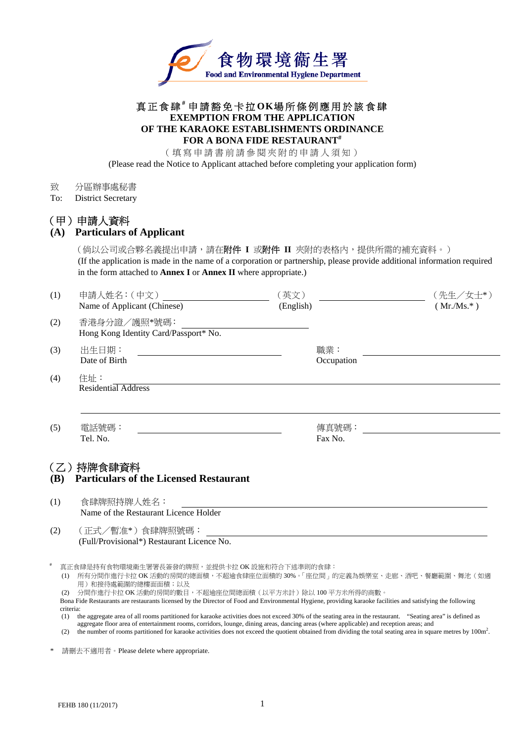食物環境衞生署
Food and Environmental Hygiene Department

# 真正食肆[#]申請豁免卡拉OK場所條例應用於該食肆
# EXEMPTION FROM THE APPLICATION OF THE KARAOKE ESTABLISHMENTS ORDINANCE FOR A BONA FIDE RESTAURANT[#]

（填寫申請書前請參閱夾附的申請人須知）
(Please read the Notice to Applicant attached before completing your application form)

致　分區辦事處秘書
To:　District Secretary

## （甲）申請人資料
## (A) Particulars of Applicant

（倘以公司或合夥名義提出申請，請在**附件 I** 或**附件 II** 夾附的表格內，提供所需的補充資料。）
(If the application is made in the name of a corporation or partnership, please provide additional information required in the form attached to **Annex I** or **Annex II** where appropriate.)

(1) 申請人姓名：（中文）＿＿＿＿＿＿＿＿ （英文）＿＿＿＿＿＿＿＿ （先生／女士*）
Name of Applicant (Chinese) (English) (Mr./Ms.*)

(2) 香港身分證／護照*號碼：＿＿＿＿＿＿＿＿
Hong Kong Identity Card/Passport* No.

(3) 出生日期：＿＿＿＿＿＿＿＿ 職業：＿＿＿＿＿＿＿＿
Date of Birth Occupation

(4) 住址：＿＿＿＿＿＿＿＿
Residential Address

(5) 電話號碼：＿＿＿＿＿＿＿＿ 傳真號碼：＿＿＿＿＿＿＿＿
Tel. No. Fax No.

## （乙）持牌食肆資料
## (B) Particulars of the Licensed Restaurant

(1) 食肆牌照持牌人姓名：＿＿＿＿＿＿＿＿
Name of the Restaurant Licence Holder

(2) （正式／暫准*）食肆牌照號碼：＿＿＿＿＿＿＿＿
(Full/Provisional*) Restaurant Licence No.

[#] 真正食肆是持有食物環境衞生署署長簽發的牌照，並提供卡拉 OK 設施和符合下述準則的食肆：
(1) 所有分間作進行卡拉 OK 活動的房間的總面積，不超逾食肆座位面積的 30%。「座位間」的定義為娛樂室、走廊、酒吧、餐廳範圍、舞池（如適用）和接待處範圍的總樓面面積；以及
(2) 分間作進行卡拉 OK 活動的房間的數目，不超逾座位間總面積（以平方米計）除以 100 平方米所得的商數。

Bona Fide Restaurants are restaurants licensed by the Director of Food and Environmental Hygiene, providing karaoke facilities and satisfying the following criteria:
(1) the aggregate area of all rooms partitioned for karaoke activities does not exceed 30% of the seating area in the restaurant. "Seating area" is defined as aggregate floor area of entertainment rooms, corridors, lounge, dining areas, dancing areas (where applicable) and reception areas; and
(2) the number of rooms partitioned for karaoke activities does not exceed the quotient obtained from dividing the total seating area in square metres by $100m^2$.

\* 請刪去不適用者。Please delete where appropriate.

FEHB 180 (11/2017)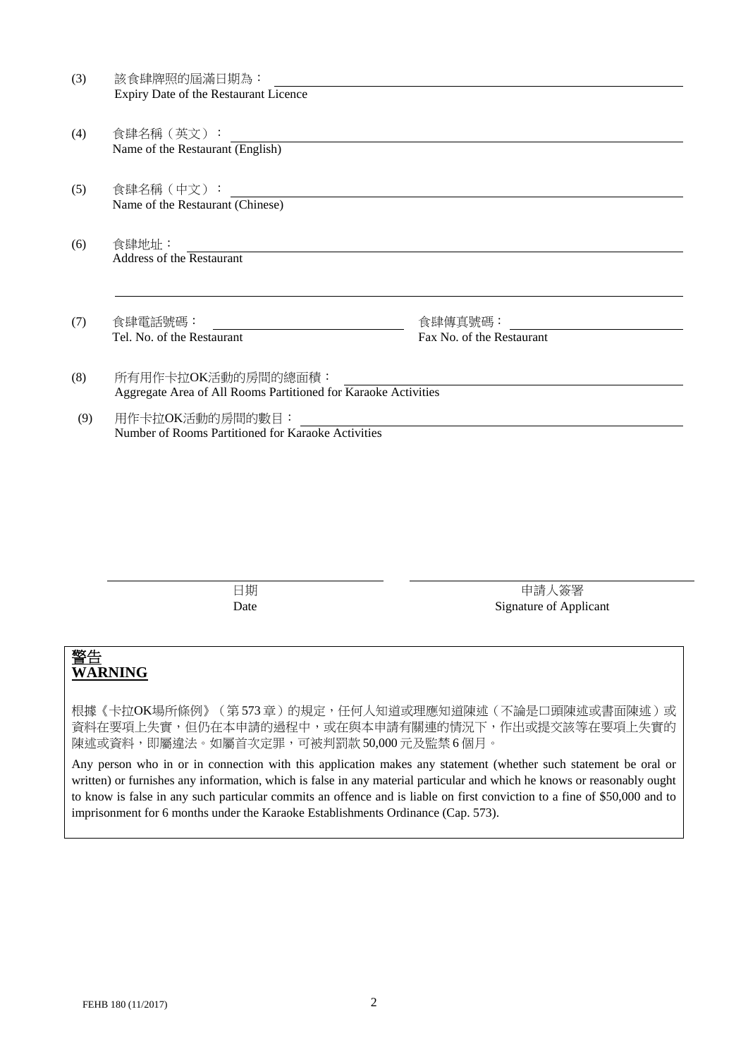(3) 該食肆牌照的屆滿日期為：\_\_\_\_\_\_\_\_\_\_\_\_\_\_\_\_\_\_\_\_
Expiry Date of the Restaurant Licence

(4) 食肆名稱（英文）：\_\_\_\_\_\_\_\_\_\_\_\_\_\_\_\_\_\_\_\_
Name of the Restaurant (English)

(5) 食肆名稱（中文）：\_\_\_\_\_\_\_\_\_\_\_\_\_\_\_\_\_\_\_\_
Name of the Restaurant (Chinese)

(6) 食肆地址：\_\_\_\_\_\_\_\_\_\_\_\_\_\_\_\_\_\_\_\_
Address of the Restaurant

\_\_\_\_\_\_\_\_\_\_\_\_\_\_\_\_\_\_\_\_

(7) 食肆電話號碼：\_\_\_\_\_\_\_\_\_\_\_\_\_\_\_\_\_\_\_\_ 食肆傳真號碼：\_\_\_\_\_\_\_\_\_\_\_\_\_\_\_\_\_\_\_\_
Tel. No. of the Restaurant Fax No. of the Restaurant

(8) 所有用作卡拉OK活動的房間的總面積：\_\_\_\_\_\_\_\_\_\_\_\_\_\_\_\_\_\_\_\_
Aggregate Area of All Rooms Partitioned for Karaoke Activities

(9) 用作卡拉OK活動的房間的數目：\_\_\_\_\_\_\_\_\_\_\_\_\_\_\_\_\_\_\_\_
Number of Rooms Partitioned for Karaoke Activities

\_\_\_\_\_\_\_\_\_\_\_\_\_\_\_\_\_\_\_\_ \_\_\_\_\_\_\_\_\_\_\_\_\_\_\_\_\_\_\_\_
日期 申請人簽署
Date Signature of Applicant

**警告**
**WARNING**

根據《卡拉OK場所條例》（第573章）的規定，任何人知道或理應知道陳述（不論是口頭陳述或書面陳述）或資料在要項上失實，但仍在本申請的過程中，或在與本申請有關連的情況下，作出或提交該等在要項上失實的陳述或資料，即屬違法。如屬首次定罪，可被判罰款50,000元及監禁6個月。

Any person who in or in connection with this application makes any statement (whether such statement be oral or written) or furnishes any information, which is false in any material particular and which he knows or reasonably ought to know is false in any such particular commits an offence and is liable on first conviction to a fine of $50,000 and to imprisonment for 6 months under the Karaoke Establishments Ordinance (Cap. 573).

FEHB 180 (11/2017)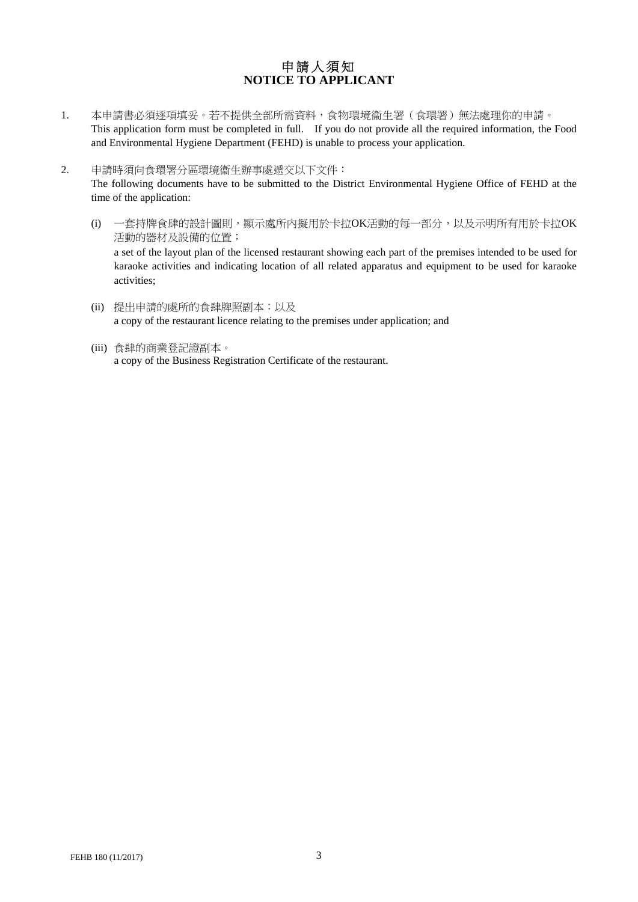# 申請人須知
# NOTICE TO APPLICANT

1. 本申請書必須逐項填妥。若不提供全部所需資料，食物環境衞生署（食環署）無法處理你的申請。
   This application form must be completed in full. If you do not provide all the required information, the Food and Environmental Hygiene Department (FEHD) is unable to process your application.

2. 申請時須向食環署分區環境衞生辦事處遞交以下文件：
   The following documents have to be submitted to the District Environmental Hygiene Office of FEHD at the time of the application:

   (i) 一套持牌食肆的設計圖則，顯示處所內擬用於卡拉OK活動的每一部分，以及示明所有用於卡拉OK活動的器材及設備的位置；
   a set of the layout plan of the licensed restaurant showing each part of the premises intended to be used for karaoke activities and indicating location of all related apparatus and equipment to be used for karaoke activities;

   (ii) 提出申請的處所的食肆牌照副本；以及
   a copy of the restaurant licence relating to the premises under application; and

   (iii) 食肆的商業登記證副本。
   a copy of the Business Registration Certificate of the restaurant.

FEHB 180 (11/2017)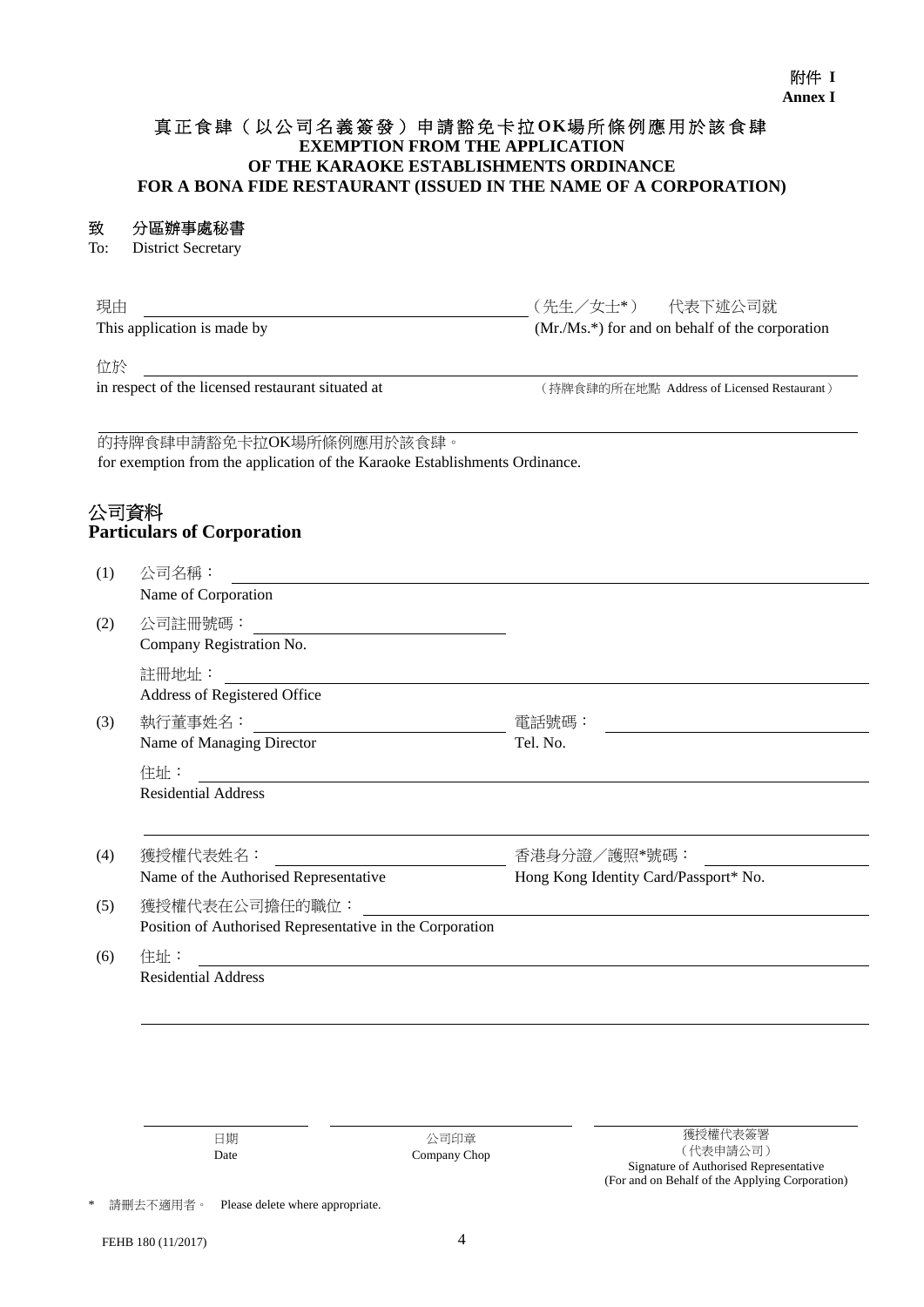附件 I
**Annex I**

# 真正食肆（以公司名義簽發）申請豁免卡拉OK場所條例應用於該食肆
# EXEMPTION FROM THE APPLICATION OF THE KARAOKE ESTABLISHMENTS ORDINANCE FOR A BONA FIDE RESTAURANT (ISSUED IN THE NAME OF A CORPORATION)

**致　分區辦事處秘書**
To:　District Secretary

現由 ______________________________（先生／女士*）　代表下述公司就
This application is made by ______________________________ (Mr./Ms.*) for and on behalf of the corporation

位於 ______________________________________________
in respect of the licensed restaurant situated at　　　（持牌食肆的所在地點 Address of Licensed Restaurant）

______________________________________________
的持牌食肆申請豁免卡拉OK場所條例應用於該食肆。
for exemption from the application of the Karaoke Establishments Ordinance.

## 公司資料
## Particulars of Corporation

(1) 公司名稱：______________________________
Name of Corporation

(2) 公司註冊號碼：______________________________
Company Registration No.

註冊地址：______________________________
Address of Registered Office

(3) 執行董事姓名：______________________________　電話號碼：______________________________
Name of Managing Director　Tel. No.

住址：______________________________
Residential Address

______________________________________________

(4) 獲授權代表姓名：______________________________　香港身分證／護照*號碼：______________________________
Name of the Authorised Representative　Hong Kong Identity Card/Passport* No.

(5) 獲授權代表在公司擔任的職位：______________________________
Position of Authorised Representative in the Corporation

(6) 住址：______________________________
Residential Address

______________________________________________

| ______________ | ______________ | ______________ |
|---|---|---|
| 日期<br>Date | 公司印章<br>Company Chop | 獲授權代表簽署<br>（代表申請公司）<br>Signature of Authorised Representative<br>(For and on Behalf of the Applying Corporation) |

\* 請刪去不適用者。　Please delete where appropriate.

FEHB 180 (11/2017)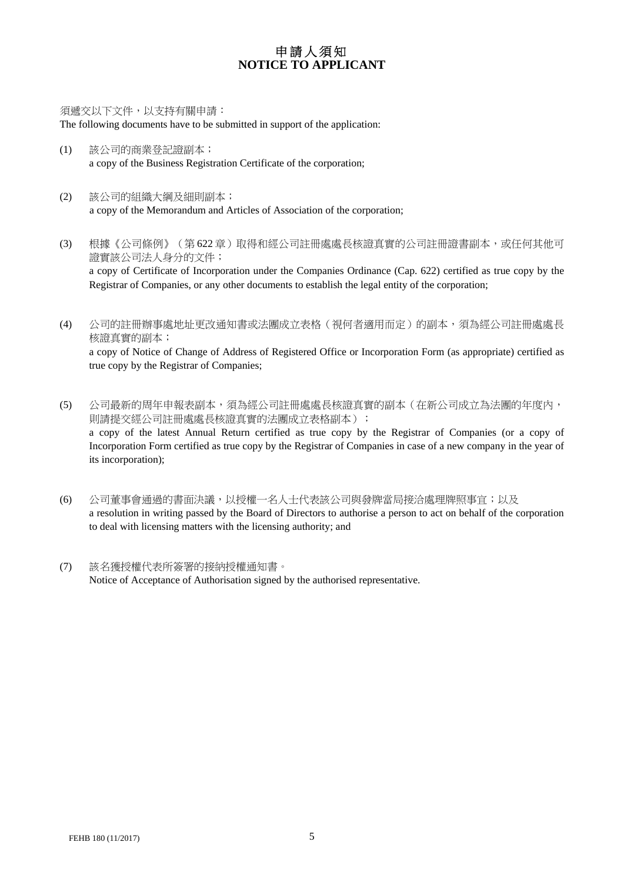# 申請人須知
# NOTICE TO APPLICANT

須遞交以下文件，以支持有關申請：
The following documents have to be submitted in support of the application:

(1) 該公司的商業登記證副本；
a copy of the Business Registration Certificate of the corporation;

(2) 該公司的組織大綱及細則副本；
a copy of the Memorandum and Articles of Association of the corporation;

(3) 根據《公司條例》（第 622 章）取得和經公司註冊處處長核證真實的公司註冊證書副本，或任何其他可證實該公司法人身分的文件；
a copy of Certificate of Incorporation under the Companies Ordinance (Cap. 622) certified as true copy by the Registrar of Companies, or any other documents to establish the legal entity of the corporation;

(4) 公司的註冊辦事處地址更改通知書或法團成立表格（視何者適用而定）的副本，須為經公司註冊處處長核證真實的副本；
a copy of Notice of Change of Address of Registered Office or Incorporation Form (as appropriate) certified as true copy by the Registrar of Companies;

(5) 公司最新的周年申報表副本，須為經公司註冊處處長核證真實的副本（在新公司成立為法團的年度內，則請提交經公司註冊處處長核證真實的法團成立表格副本）；
a copy of the latest Annual Return certified as true copy by the Registrar of Companies (or a copy of Incorporation Form certified as true copy by the Registrar of Companies in case of a new company in the year of its incorporation);

(6) 公司董事會通過的書面決議，以授權一名人士代表該公司與發牌當局接洽處理牌照事宜；以及
a resolution in writing passed by the Board of Directors to authorise a person to act on behalf of the corporation to deal with licensing matters with the licensing authority; and

(7) 該名獲授權代表所簽署的接納授權通知書。
Notice of Acceptance of Authorisation signed by the authorised representative.

FEHB 180 (11/2017)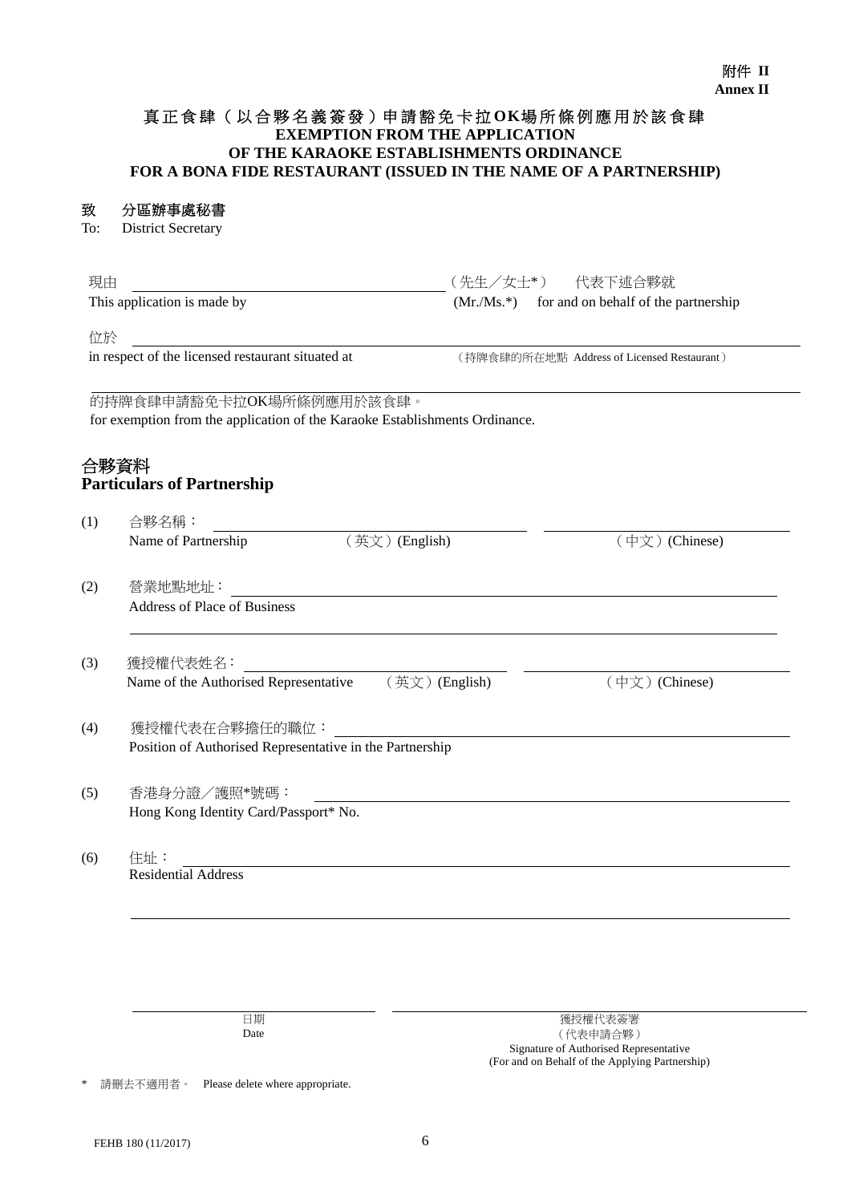附件 II
**Annex II**

# 真正食肆（以合夥名義簽發）申請豁免卡拉OK場所條例應用於該食肆
# EXEMPTION FROM THE APPLICATION OF THE KARAOKE ESTABLISHMENTS ORDINANCE FOR A BONA FIDE RESTAURANT (ISSUED IN THE NAME OF A PARTNERSHIP)

**致　分區辦事處秘書**
To:　District Secretary

現由 ________________________ （先生／女士*）　代表下述合夥就
This application is made by ________________________ (Mr./Ms.*)　for and on behalf of the partnership

位於 ________________________________________________
in respect of the licensed restaurant situated at　（持牌食肆的所在地點 Address of Licensed Restaurant）

________________________________________________

的持牌食肆申請豁免卡拉OK場所條例應用於該食肆。
for exemption from the application of the Karaoke Establishments Ordinance.

## 合夥資料
## Particulars of Partnership

(1) 合夥名稱：
Name of Partnership ________________ （英文）(English) ________________ （中文）(Chinese)

(2) 營業地點地址：________________________________________________
Address of Place of Business

________________________________________________

(3) 獲授權代表姓名：
Name of the Authorised Representative ________________ （英文）(English) ________________ （中文）(Chinese)

(4) 獲授權代表在合夥擔任的職位：________________________________
Position of Authorised Representative in the Partnership

(5) 香港身分證／護照*號碼：________________________________
Hong Kong Identity Card/Passport* No.

(6) 住址：________________________________________________
Residential Address

________________________________________________

________________________　　　　________________________________
日期　　　　　　　　　　　　　　　　獲授權代表簽署
Date　　　　　　　　　　　　　　　　（代表申請合夥）
　　　　　　　　　　　　　　　　　　Signature of Authorised Representative
　　　　　　　　　　　　　　　　　　(For and on Behalf of the Applying Partnership)

\* 請刪去不適用者。　Please delete where appropriate.

FEHB 180 (11/2017)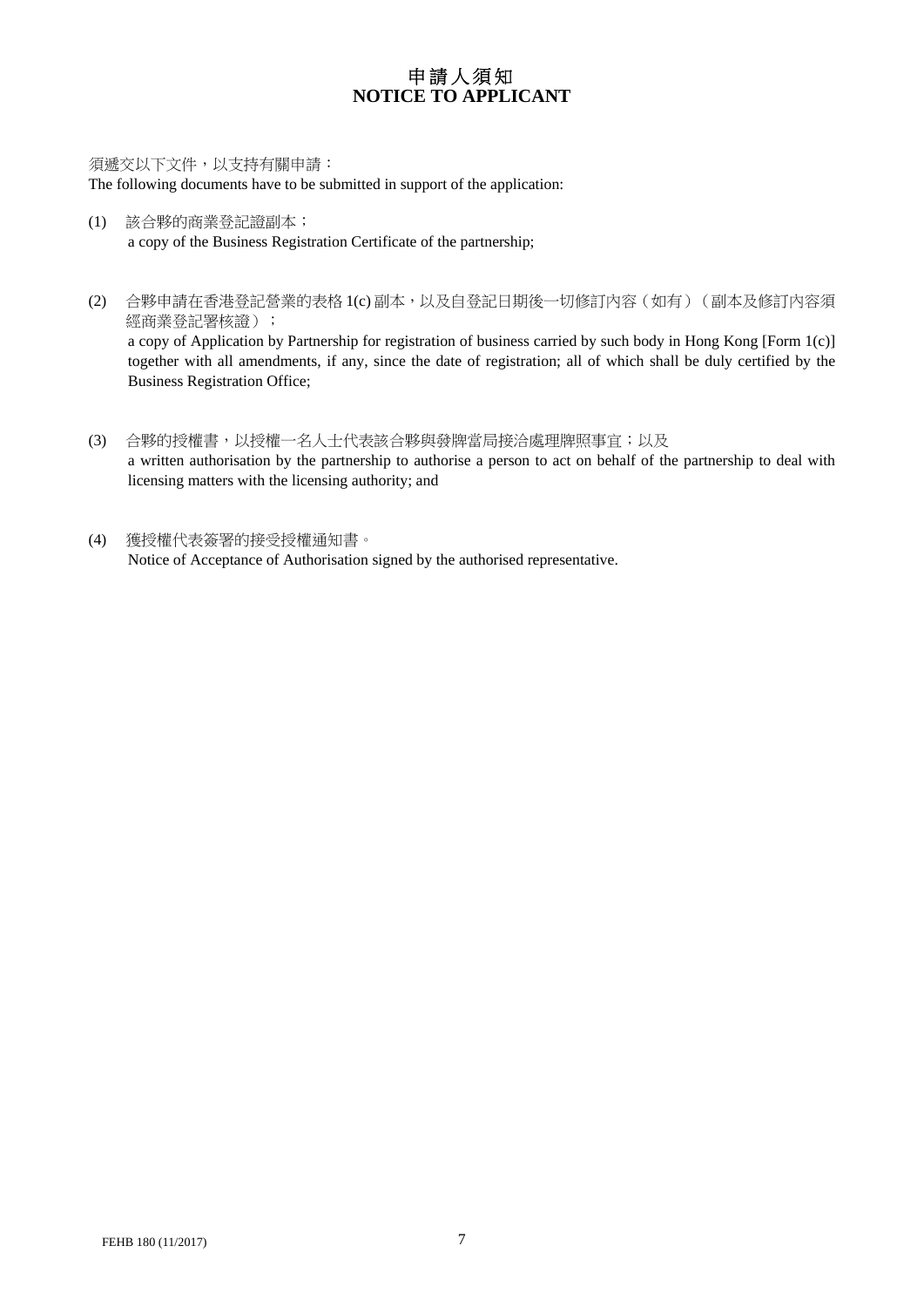# 申請人須知
# NOTICE TO APPLICANT

須遞交以下文件，以支持有關申請：
The following documents have to be submitted in support of the application:

(1) 該合夥的商業登記證副本；
a copy of the Business Registration Certificate of the partnership;

(2) 合夥申請在香港登記營業的表格 1(c) 副本，以及自登記日期後一切修訂內容（如有）（副本及修訂內容須經商業登記署核證）；
a copy of Application by Partnership for registration of business carried by such body in Hong Kong [Form 1(c)] together with all amendments, if any, since the date of registration; all of which shall be duly certified by the Business Registration Office;

(3) 合夥的授權書，以授權一名人士代表該合夥與發牌當局接洽處理牌照事宜；以及
a written authorisation by the partnership to authorise a person to act on behalf of the partnership to deal with licensing matters with the licensing authority; and

(4) 獲授權代表簽署的接受授權通知書。
Notice of Acceptance of Authorisation signed by the authorised representative.

FEHB 180 (11/2017)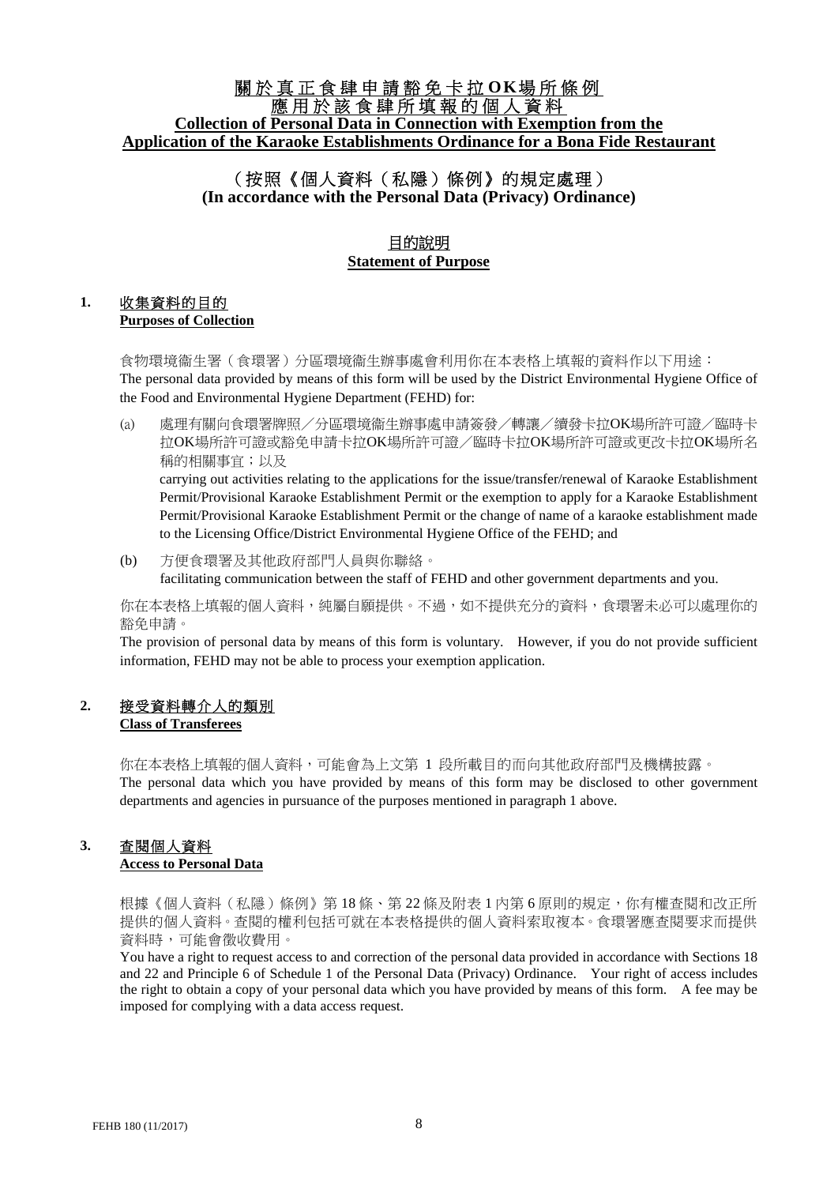# 關於真正食肆申請豁免卡拉OK場所條例 應用於該食肆所填報的個人資料

# Collection of Personal Data in Connection with Exemption from the Application of the Karaoke Establishments Ordinance for a Bona Fide Restaurant

## （按照《個人資料（私隱）條例》的規定處理）
## (In accordance with the Personal Data (Privacy) Ordinance)

### 目的說明
### Statement of Purpose

**1. 收集資料的目的**
**Purposes of Collection**

食物環境衞生署（食環署）分區環境衞生辦事處會利用你在本表格上填報的資料作以下用途：
The personal data provided by means of this form will be used by the District Environmental Hygiene Office of the Food and Environmental Hygiene Department (FEHD) for:

(a) 處理有關向食環署牌照／分區環境衞生辦事處申請簽發／轉讓／續發卡拉OK場所許可證／臨時卡拉OK場所許可證或豁免申請卡拉OK場所許可證／臨時卡拉OK場所許可證或更改卡拉OK場所名稱的相關事宜；以及
carrying out activities relating to the applications for the issue/transfer/renewal of Karaoke Establishment Permit/Provisional Karaoke Establishment Permit or the exemption to apply for a Karaoke Establishment Permit/Provisional Karaoke Establishment Permit or the change of name of a karaoke establishment made to the Licensing Office/District Environmental Hygiene Office of the FEHD; and

(b) 方便食環署及其他政府部門人員與你聯絡。
facilitating communication between the staff of FEHD and other government departments and you.

你在本表格上填報的個人資料，純屬自願提供。不過，如不提供充分的資料，食環署未必可以處理你的豁免申請。
The provision of personal data by means of this form is voluntary. However, if you do not provide sufficient information, FEHD may not be able to process your exemption application.

**2. 接受資料轉介人的類別**
**Class of Transferees**

你在本表格上填報的個人資料，可能會為上文第 1 段所載目的而向其他政府部門及機構披露。
The personal data which you have provided by means of this form may be disclosed to other government departments and agencies in pursuance of the purposes mentioned in paragraph 1 above.

**3. 查閱個人資料**
**Access to Personal Data**

根據《個人資料（私隱）條例》第 18 條、第 22 條及附表 1 內第 6 原則的規定，你有權查閱和改正所提供的個人資料。查閱的權利包括可就在本表格提供的個人資料索取複本。食環署應查閱要求而提供資料時，可能會徵收費用。
You have a right to request access to and correction of the personal data provided in accordance with Sections 18 and 22 and Principle 6 of Schedule 1 of the Personal Data (Privacy) Ordinance. Your right of access includes the right to obtain a copy of your personal data which you have provided by means of this form. A fee may be imposed for complying with a data access request.

FEHB 180 (11/2017)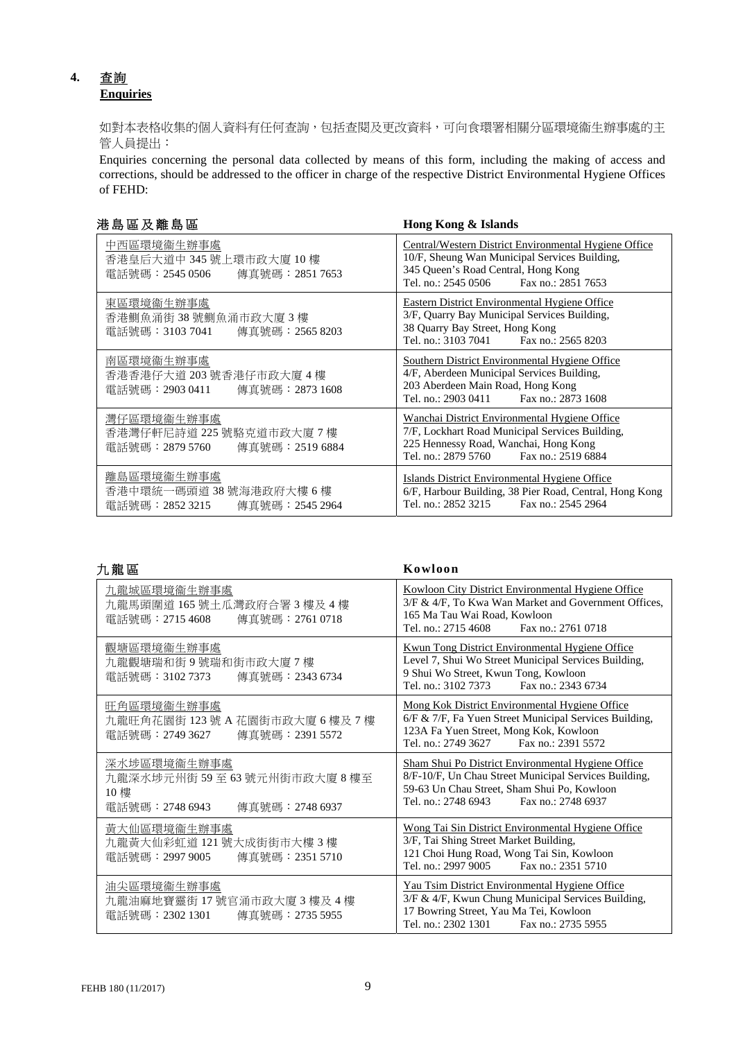## 4. 查詢 Enquiries

如對本表格收集的個人資料有任何查詢，包括查閱及更改資料，可向食環署相關分區環境衞生辦事處的主管人員提出：

Enquiries concerning the personal data collected by means of this form, including the making of access and corrections, should be addressed to the officer in charge of the respective District Environmental Hygiene Offices of FEHD:

| 港島區及離島區 | Hong Kong & Islands |
|---|---|
| 中西區環境衞生辦事處<br>香港皇后大道中 345 號上環市政大廈 10 樓<br>電話號碼：2545 0506　傳真號碼：2851 7653 | Central/Western District Environmental Hygiene Office<br>10/F, Sheung Wan Municipal Services Building,<br>345 Queen's Road Central, Hong Kong<br>Tel. no.: 2545 0506　Fax no.: 2851 7653 |
| 東區環境衞生辦事處<br>香港鰂魚涌街 38 號鰂魚涌市政大廈 3 樓<br>電話號碼：3103 7041　傳真號碼：2565 8203 | Eastern District Environmental Hygiene Office<br>3/F, Quarry Bay Municipal Services Building,<br>38 Quarry Bay Street, Hong Kong<br>Tel. no.: 3103 7041　Fax no.: 2565 8203 |
| 南區環境衞生辦事處<br>香港香港仔大道 203 號香港仔市政大廈 4 樓<br>電話號碼：2903 0411　傳真號碼：2873 1608 | Southern District Environmental Hygiene Office<br>4/F, Aberdeen Municipal Services Building,<br>203 Aberdeen Main Road, Hong Kong<br>Tel. no.: 2903 0411　Fax no.: 2873 1608 |
| 灣仔區環境衞生辦事處<br>香港灣仔軒尼詩道 225 號駱克道市政大廈 7 樓<br>電話號碼：2879 5760　傳真號碼：2519 6884 | Wanchai District Environmental Hygiene Office<br>7/F, Lockhart Road Municipal Services Building,<br>225 Hennessy Road, Wanchai, Hong Kong<br>Tel. no.: 2879 5760　Fax no.: 2519 6884 |
| 離島區環境衞生辦事處<br>香港中環統一碼頭道 38 號海港政府大樓 6 樓<br>電話號碼：2852 3215　傳真號碼：2545 2964 | Islands District Environmental Hygiene Office<br>6/F, Harbour Building, 38 Pier Road, Central, Hong Kong<br>Tel. no.: 2852 3215　Fax no.: 2545 2964 |

| 九龍區 | Kowloon |
|---|---|
| 九龍城區環境衞生辦事處<br>九龍馬頭圍道 165 號土瓜灣政府合署 3 樓及 4 樓<br>電話號碼：2715 4608　傳真號碼：2761 0718 | Kowloon City District Environmental Hygiene Office<br>3/F & 4/F, To Kwa Wan Market and Government Offices,<br>165 Ma Tau Wai Road, Kowloon<br>Tel. no.: 2715 4608　Fax no.: 2761 0718 |
| 觀塘區環境衞生辦事處<br>九龍觀塘瑞和街 9 號瑞和街市政大廈 7 樓<br>電話號碼：3102 7373　傳真號碼：2343 6734 | Kwun Tong District Environmental Hygiene Office<br>Level 7, Shui Wo Street Municipal Services Building,<br>9 Shui Wo Street, Kwun Tong, Kowloon<br>Tel. no.: 3102 7373　Fax no.: 2343 6734 |
| 旺角區環境衞生辦事處<br>九龍旺角花園街 123 號 A 花園街市政大廈 6 樓及 7 樓<br>電話號碼：2749 3627　傳真號碼：2391 5572 | Mong Kok District Environmental Hygiene Office<br>6/F & 7/F, Fa Yuen Street Municipal Services Building,<br>123A Fa Yuen Street, Mong Kok, Kowloon<br>Tel. no.: 2749 3627　Fax no.: 2391 5572 |
| 深水埗區環境衞生辦事處<br>九龍深水埗元州街 59 至 63 號元州街市政大廈 8 樓至 10 樓<br>電話號碼：2748 6943　傳真號碼：2748 6937 | Sham Shui Po District Environmental Hygiene Office<br>8/F-10/F, Un Chau Street Municipal Services Building,<br>59-63 Un Chau Street, Sham Shui Po, Kowloon<br>Tel. no.: 2748 6943　Fax no.: 2748 6937 |
| 黃大仙區環境衞生辦事處<br>九龍黃大仙彩虹道 121 號大成街街市大樓 3 樓<br>電話號碼：2997 9005　傳真號碼：2351 5710 | Wong Tai Sin District Environmental Hygiene Office<br>3/F, Tai Shing Street Market Building,<br>121 Choi Hung Road, Wong Tai Sin, Kowloon<br>Tel. no.: 2997 9005　Fax no.: 2351 5710 |
| 油尖區環境衞生辦事處<br>九龍油麻地寶靈街 17 號官涌市政大廈 3 樓及 4 樓<br>電話號碼：2302 1301　傳真號碼：2735 5955 | Yau Tsim District Environmental Hygiene Office<br>3/F & 4/F, Kwun Chung Municipal Services Building,<br>17 Bowring Street, Yau Ma Tei, Kowloon<br>Tel. no.: 2302 1301　Fax no.: 2735 5955 |

FEHB 180 (11/2017)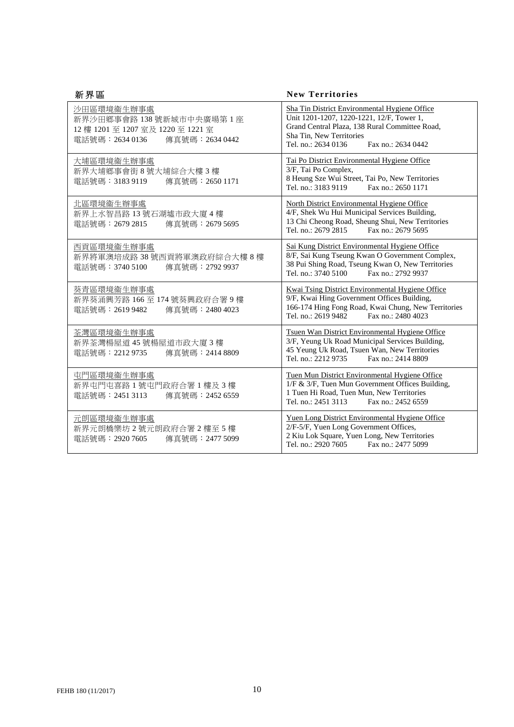| 新界區 | New Territories |
| --- | --- |
| 沙田區環境衞生辦事處<br>新界沙田鄉事會路 138 號新城市中央廣場第 1 座 12 樓 1201 至 1207 室及 1220 至 1221 室<br>電話號碼：2634 0136　傳真號碼：2634 0442 | Sha Tin District Environmental Hygiene Office<br>Unit 1201-1207, 1220-1221, 12/F, Tower 1, Grand Central Plaza, 138 Rural Committee Road, Sha Tin, New Territories<br>Tel. no.: 2634 0136　Fax no.: 2634 0442 |
| 大埔區環境衞生辦事處<br>新界大埔鄉事會街 8 號大埔綜合大樓 3 樓<br>電話號碼：3183 9119　傳真號碼：2650 1171 | Tai Po District Environmental Hygiene Office<br>3/F, Tai Po Complex, 8 Heung Sze Wui Street, Tai Po, New Territories<br>Tel. no.: 3183 9119　Fax no.: 2650 1171 |
| 北區環境衞生辦事處<br>新界上水智昌路 13 號石湖墟市政大廈 4 樓<br>電話號碼：2679 2815　傳真號碼：2679 5695 | North District Environmental Hygiene Office<br>4/F, Shek Wu Hui Municipal Services Building, 13 Chi Cheong Road, Sheung Shui, New Territories<br>Tel. no.: 2679 2815　Fax no.: 2679 5695 |
| 西貢區環境衞生辦事處<br>新界將軍澳培成路 38 號西貢將軍澳政府綜合大樓 8 樓<br>電話號碼：3740 5100　傳真號碼：2792 9937 | Sai Kung District Environmental Hygiene Office<br>8/F, Sai Kung Tseung Kwan O Government Complex, 38 Pui Shing Road, Tseung Kwan O, New Territories<br>Tel. no.: 3740 5100　Fax no.: 2792 9937 |
| 葵青區環境衞生辦事處<br>新界葵涌興芳路 166 至 174 號葵興政府合署 9 樓<br>電話號碼：2619 9482　傳真號碼：2480 4023 | Kwai Tsing District Environmental Hygiene Office<br>9/F, Kwai Hing Government Offices Building, 166-174 Hing Fong Road, Kwai Chung, New Territories<br>Tel. no.: 2619 9482　Fax no.: 2480 4023 |
| 荃灣區環境衞生辦事處<br>新界荃灣楊屋道 45 號楊屋道市政大廈 3 樓<br>電話號碼：2212 9735　傳真號碼：2414 8809 | Tsuen Wan District Environmental Hygiene Office<br>3/F, Yeung Uk Road Municipal Services Building, 45 Yeung Uk Road, Tsuen Wan, New Territories<br>Tel. no.: 2212 9735　Fax no.: 2414 8809 |
| 屯門區環境衞生辦事處<br>新界屯門屯喜路 1 號屯門政府合署 1 樓及 3 樓<br>電話號碼：2451 3113　傳真號碼：2452 6559 | Tuen Mun District Environmental Hygiene Office<br>1/F & 3/F, Tuen Mun Government Offices Building, 1 Tuen Hi Road, Tuen Mun, New Territories<br>Tel. no.: 2451 3113　Fax no.: 2452 6559 |
| 元朗區環境衞生辦事處<br>新界元朗橋樂坊 2 號元朗政府合署 2 樓至 5 樓<br>電話號碼：2920 7605　傳真號碼：2477 5099 | Yuen Long District Environmental Hygiene Office<br>2/F-5/F, Yuen Long Government Offices, 2 Kiu Lok Square, Yuen Long, New Territories<br>Tel. no.: 2920 7605　Fax no.: 2477 5099 |

FEHB 180 (11/2017)